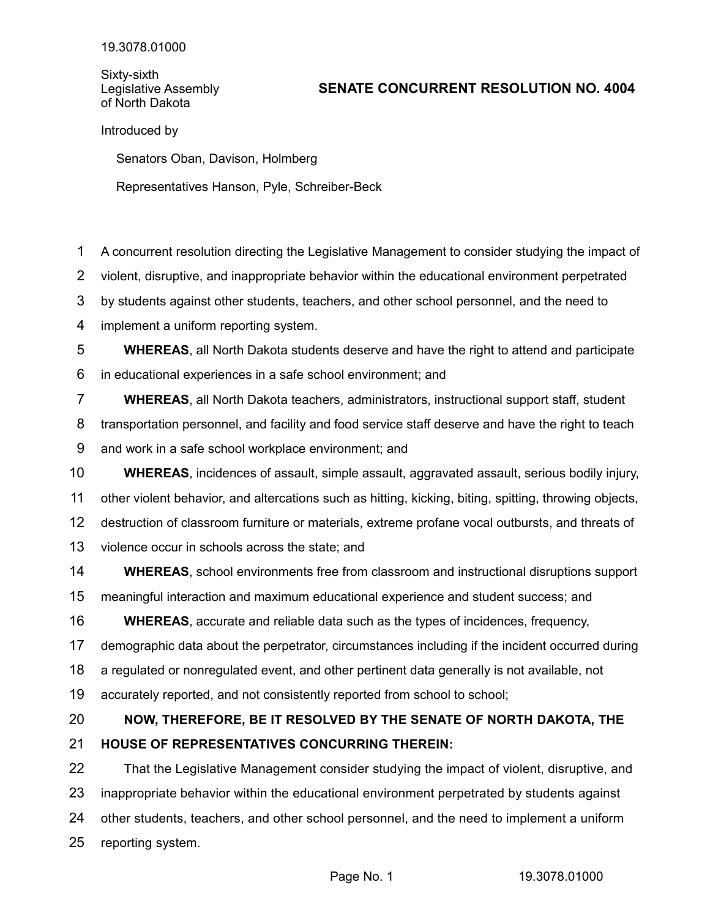19.3078.01000

Sixty-sixth
Legislative Assembly
of North Dakota

# SENATE CONCURRENT RESOLUTION NO. 4004

Introduced by

Senators Oban, Davison, Holmberg

Representatives Hanson, Pyle, Schreiber-Beck

A concurrent resolution directing the Legislative Management to consider studying the impact of violent, disruptive, and inappropriate behavior within the educational environment perpetrated by students against other students, teachers, and other school personnel, and the need to implement a uniform reporting system.

**WHEREAS**, all North Dakota students deserve and have the right to attend and participate in educational experiences in a safe school environment; and

**WHEREAS**, all North Dakota teachers, administrators, instructional support staff, student transportation personnel, and facility and food service staff deserve and have the right to teach and work in a safe school workplace environment; and

**WHEREAS**, incidences of assault, simple assault, aggravated assault, serious bodily injury, other violent behavior, and altercations such as hitting, kicking, biting, spitting, throwing objects, destruction of classroom furniture or materials, extreme profane vocal outbursts, and threats of violence occur in schools across the state; and

**WHEREAS**, school environments free from classroom and instructional disruptions support meaningful interaction and maximum educational experience and student success; and

**WHEREAS**, accurate and reliable data such as the types of incidences, frequency, demographic data about the perpetrator, circumstances including if the incident occurred during a regulated or nonregulated event, and other pertinent data generally is not available, not accurately reported, and not consistently reported from school to school;

**NOW, THEREFORE, BE IT RESOLVED BY THE SENATE OF NORTH DAKOTA, THE HOUSE OF REPRESENTATIVES CONCURRING THEREIN:**

That the Legislative Management consider studying the impact of violent, disruptive, and inappropriate behavior within the educational environment perpetrated by students against other students, teachers, and other school personnel, and the need to implement a uniform reporting system.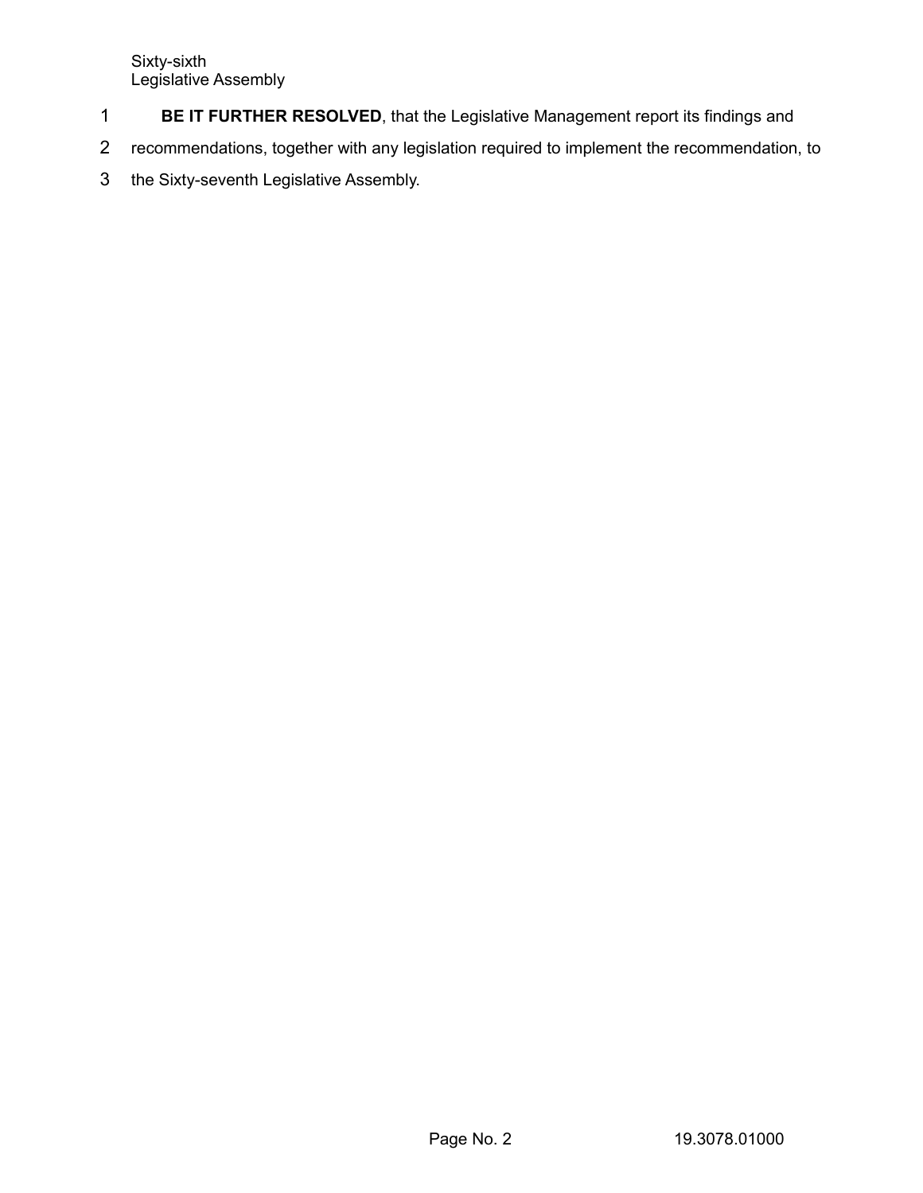**BE IT FURTHER RESOLVED**, that the Legislative Management report its findings and recommendations, together with any legislation required to implement the recommendation, to the Sixty-seventh Legislative Assembly.